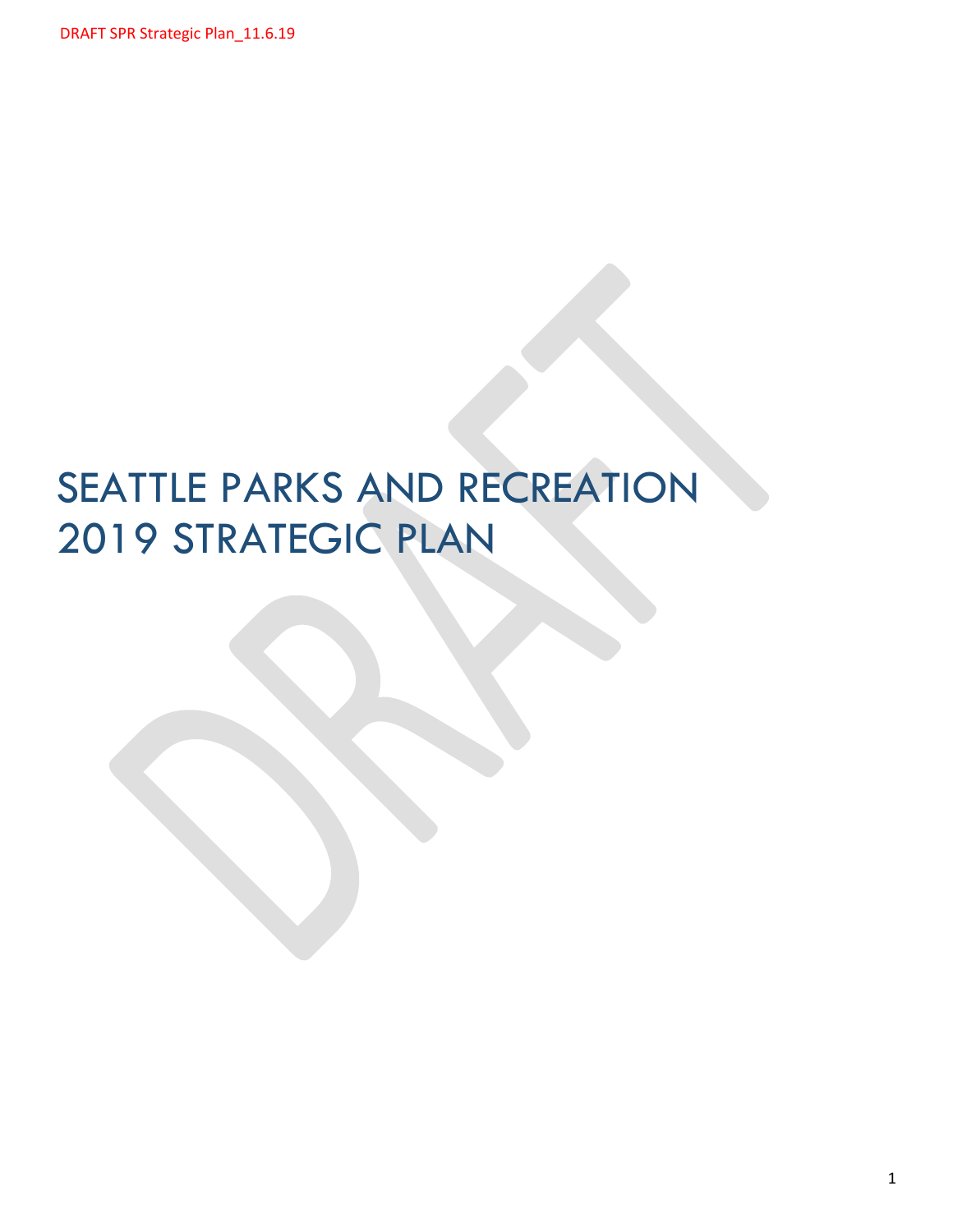DRAFT SPR Strategic Plan_11.6.19

# SEATTLE PARKS AND RECREATION 2019 STRATEGIC PLAN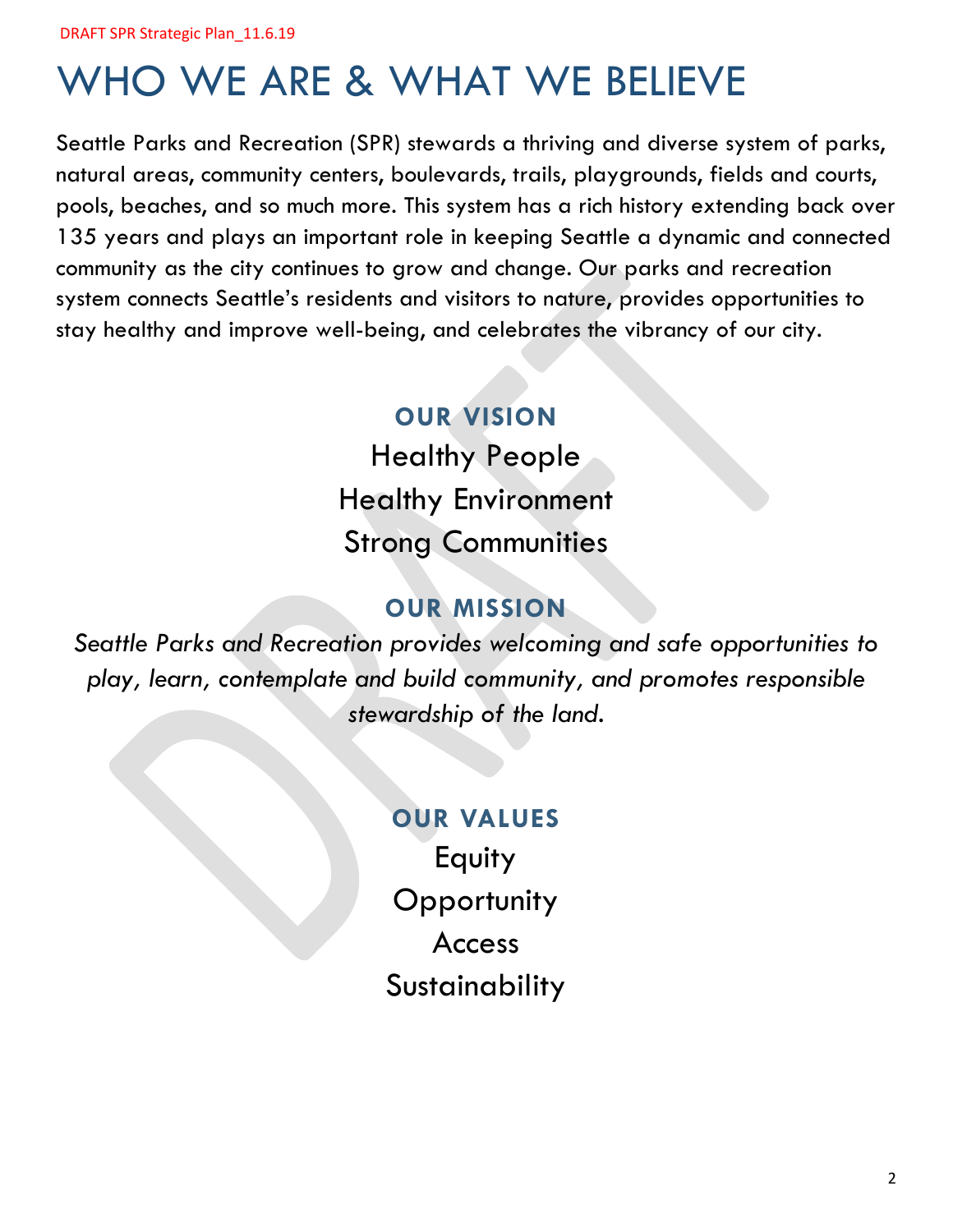# WHO WE ARE & WHAT WE BELIEVE

Seattle Parks and Recreation (SPR) stewards a thriving and diverse system of parks, natural areas, community centers, boulevards, trails, playgrounds, fields and courts, pools, beaches, and so much more. This system has a rich history extending back over 135 years and plays an important role in keeping Seattle a dynamic and connected community as the city continues to grow and change. Our parks and recreation system connects Seattle's residents and visitors to nature, provides opportunities to stay healthy and improve well-being, and celebrates the vibrancy of our city.

## OUR VISION

Healthy People

Healthy Environment

Strong Communities

## OUR MISSION

*Seattle Parks and Recreation provides welcoming and safe opportunities to play, learn, contemplate and build community, and promotes responsible stewardship of the land.*

## OUR VALUES

Equity

Opportunity

Access

Sustainability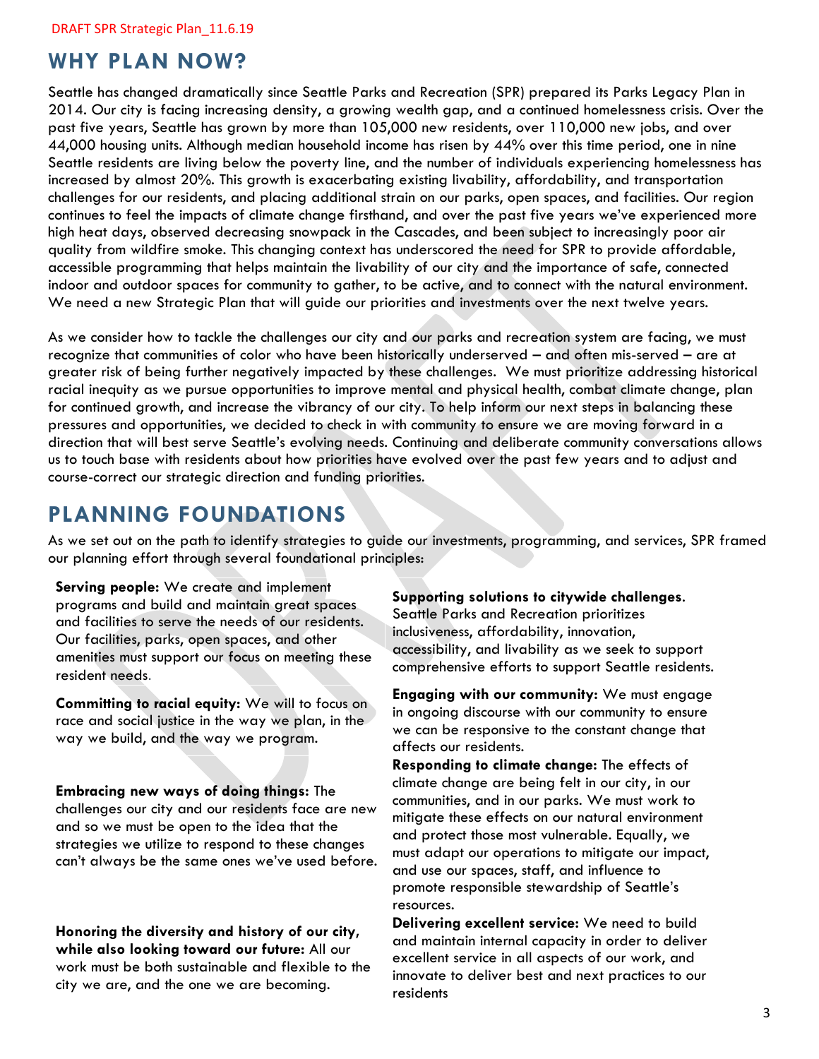## WHY PLAN NOW?

Seattle has changed dramatically since Seattle Parks and Recreation (SPR) prepared its Parks Legacy Plan in 2014. Our city is facing increasing density, a growing wealth gap, and a continued homelessness crisis. Over the past five years, Seattle has grown by more than 105,000 new residents, over 110,000 new jobs, and over 44,000 housing units. Although median household income has risen by 44% over this time period, one in nine Seattle residents are living below the poverty line, and the number of individuals experiencing homelessness has increased by almost 20%. This growth is exacerbating existing livability, affordability, and transportation challenges for our residents, and placing additional strain on our parks, open spaces, and facilities. Our region continues to feel the impacts of climate change firsthand, and over the past five years we've experienced more high heat days, observed decreasing snowpack in the Cascades, and been subject to increasingly poor air quality from wildfire smoke. This changing context has underscored the need for SPR to provide affordable, accessible programming that helps maintain the livability of our city and the importance of safe, connected indoor and outdoor spaces for community to gather, to be active, and to connect with the natural environment. We need a new Strategic Plan that will guide our priorities and investments over the next twelve years.

As we consider how to tackle the challenges our city and our parks and recreation system are facing, we must recognize that communities of color who have been historically underserved – and often mis-served – are at greater risk of being further negatively impacted by these challenges. We must prioritize addressing historical racial inequity as we pursue opportunities to improve mental and physical health, combat climate change, plan for continued growth, and increase the vibrancy of our city. To help inform our next steps in balancing these pressures and opportunities, we decided to check in with community to ensure we are moving forward in a direction that will best serve Seattle's evolving needs. Continuing and deliberate community conversations allows us to touch base with residents about how priorities have evolved over the past few years and to adjust and course-correct our strategic direction and funding priorities.

## PLANNING FOUNDATIONS

As we set out on the path to identify strategies to guide our investments, programming, and services, SPR framed our planning effort through several foundational principles:

**Serving people:** We create and implement programs and build and maintain great spaces and facilities to serve the needs of our residents. Our facilities, parks, open spaces, and other amenities must support our focus on meeting these resident needs.

**Committing to racial equity:** We will to focus on race and social justice in the way we plan, in the way we build, and the way we program.

**Embracing new ways of doing things:** The challenges our city and our residents face are new and so we must be open to the idea that the strategies we utilize to respond to these changes can't always be the same ones we've used before.

**Honoring the diversity and history of our city, while also looking toward our future:** All our work must be both sustainable and flexible to the city we are, and the one we are becoming.

**Supporting solutions to citywide challenges.** Seattle Parks and Recreation prioritizes inclusiveness, affordability, innovation, accessibility, and livability as we seek to support comprehensive efforts to support Seattle residents.

**Engaging with our community:** We must engage in ongoing discourse with our community to ensure we can be responsive to the constant change that affects our residents.

**Responding to climate change:** The effects of climate change are being felt in our city, in our communities, and in our parks. We must work to mitigate these effects on our natural environment and protect those most vulnerable. Equally, we must adapt our operations to mitigate our impact, and use our spaces, staff, and influence to promote responsible stewardship of Seattle's resources.

**Delivering excellent service:** We need to build and maintain internal capacity in order to deliver excellent service in all aspects of our work, and innovate to deliver best and next practices to our residents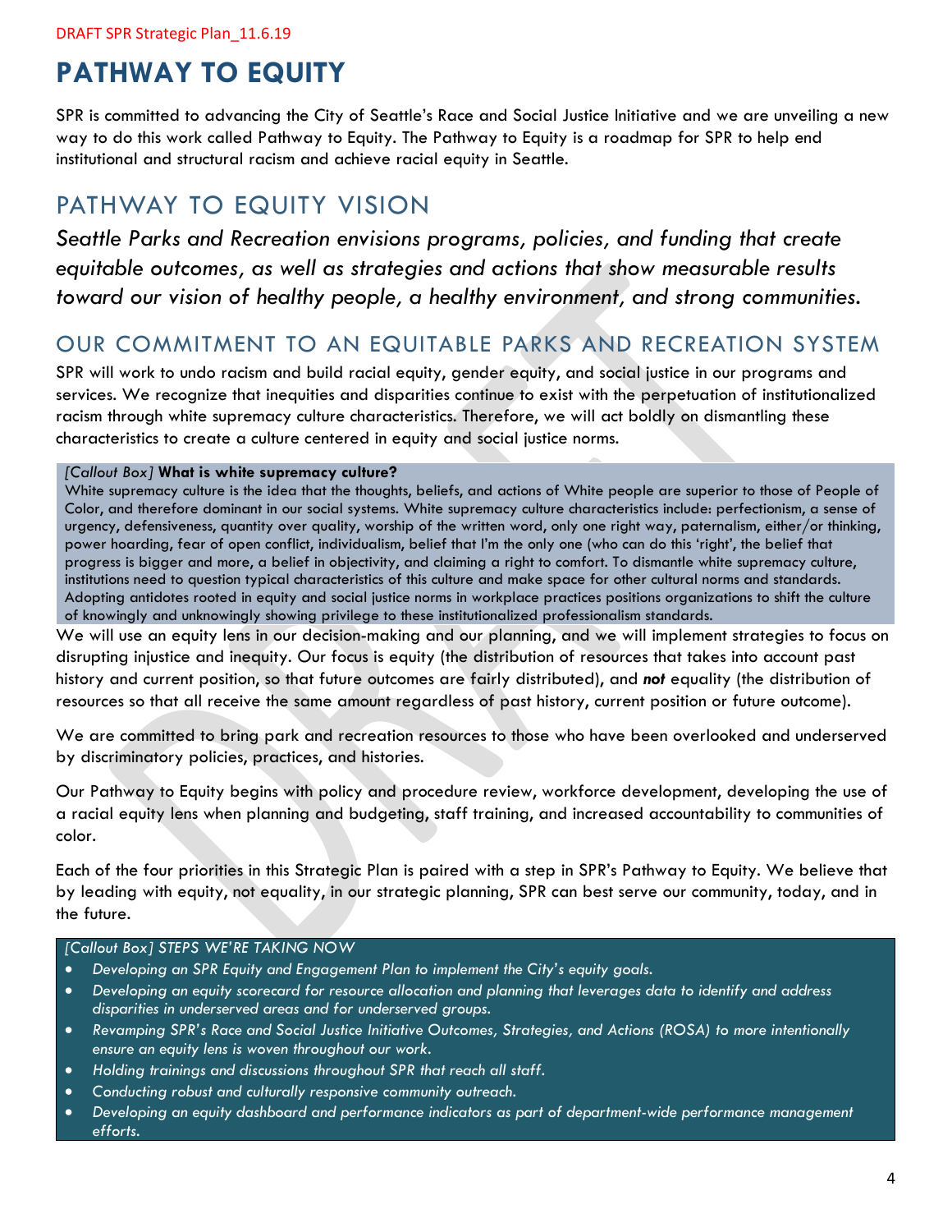# PATHWAY TO EQUITY

SPR is committed to advancing the City of Seattle's Race and Social Justice Initiative and we are unveiling a new way to do this work called Pathway to Equity. The Pathway to Equity is a roadmap for SPR to help end institutional and structural racism and achieve racial equity in Seattle.

## PATHWAY TO EQUITY VISION

*Seattle Parks and Recreation envisions programs, policies, and funding that create equitable outcomes, as well as strategies and actions that show measurable results toward our vision of healthy people, a healthy environment, and strong communities.*

## OUR COMMITMENT TO AN EQUITABLE PARKS AND RECREATION SYSTEM

SPR will work to undo racism and build racial equity, gender equity, and social justice in our programs and services. We recognize that inequities and disparities continue to exist with the perpetuation of institutionalized racism through white supremacy culture characteristics. Therefore, we will act boldly on dismantling these characteristics to create a culture centered in equity and social justice norms.

*[Callout Box]* **What is white supremacy culture?**
White supremacy culture is the idea that the thoughts, beliefs, and actions of White people are superior to those of People of Color, and therefore dominant in our social systems. White supremacy culture characteristics include: perfectionism, a sense of urgency, defensiveness, quantity over quality, worship of the written word, only one right way, paternalism, either/or thinking, power hoarding, fear of open conflict, individualism, belief that I'm the only one (who can do this 'right', the belief that progress is bigger and more, a belief in objectivity, and claiming a right to comfort. To dismantle white supremacy culture, institutions need to question typical characteristics of this culture and make space for other cultural norms and standards. Adopting antidotes rooted in equity and social justice norms in workplace practices positions organizations to shift the culture of knowingly and unknowingly showing privilege to these institutionalized professionalism standards.

We will use an equity lens in our decision-making and our planning, and we will implement strategies to focus on disrupting injustice and inequity. Our focus is equity (the distribution of resources that takes into account past history and current position, so that future outcomes are fairly distributed), and ***not*** equality (the distribution of resources so that all receive the same amount regardless of past history, current position or future outcome).

We are committed to bring park and recreation resources to those who have been overlooked and underserved by discriminatory policies, practices, and histories.

Our Pathway to Equity begins with policy and procedure review, workforce development, developing the use of a racial equity lens when planning and budgeting, staff training, and increased accountability to communities of color.

Each of the four priorities in this Strategic Plan is paired with a step in SPR's Pathway to Equity. We believe that by leading with equity, not equality, in our strategic planning, SPR can best serve our community, today, and in the future.

*[Callout Box] STEPS WE'RE TAKING NOW*

- *Developing an SPR Equity and Engagement Plan to implement the City's equity goals.*
- *Developing an equity scorecard for resource allocation and planning that leverages data to identify and address disparities in underserved areas and for underserved groups.*
- *Revamping SPR's Race and Social Justice Initiative Outcomes, Strategies, and Actions (ROSA) to more intentionally ensure an equity lens is woven throughout our work.*
- *Holding trainings and discussions throughout SPR that reach all staff.*
- *Conducting robust and culturally responsive community outreach.*
- *Developing an equity dashboard and performance indicators as part of department-wide performance management efforts.*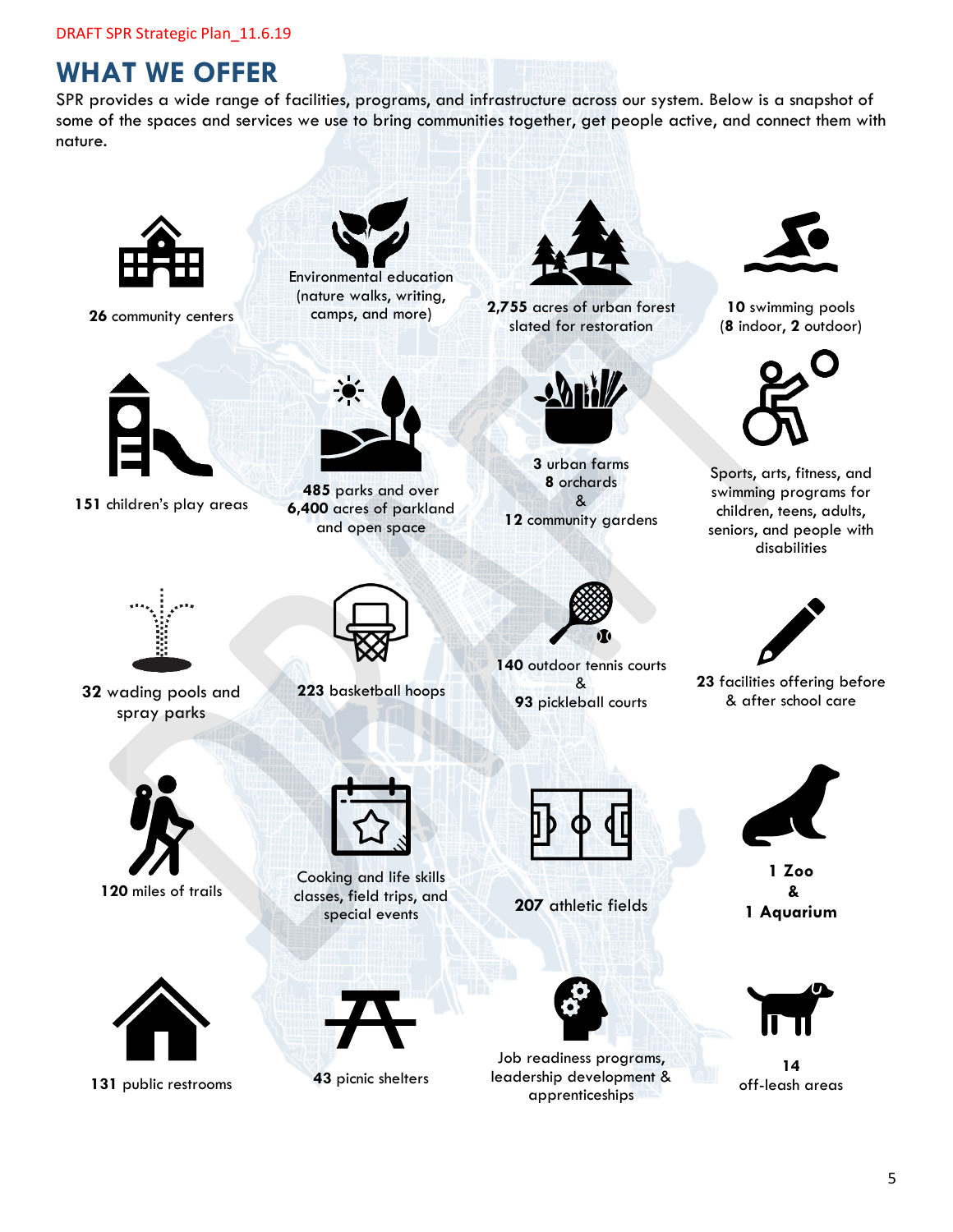DRAFT SPR Strategic Plan_11.6.19

# WHAT WE OFFER

SPR provides a wide range of facilities, programs, and infrastructure across our system. Below is a snapshot of some of the spaces and services we use to bring communities together, get people active, and connect them with nature.

**26** community centers

Environmental education (nature walks, writing, camps, and more)

**2,755** acres of urban forest slated for restoration

**10** swimming pools (**8** indoor, **2** outdoor)

**151** children's play areas

**485** parks and over **6,400** acres of parkland and open space

**3** urban farms
**8** orchards
&
**12** community gardens

Sports, arts, fitness, and swimming programs for children, teens, adults, seniors, and people with disabilities

**32** wading pools and spray parks

**223** basketball hoops

**140** outdoor tennis courts
&
**93** pickleball courts

**23** facilities offering before & after school care

**120** miles of trails

Cooking and life skills classes, field trips, and special events

**207** athletic fields

**1 Zoo**
**&**
**1 Aquarium**

**131** public restrooms

**43** picnic shelters

Job readiness programs, leadership development & apprenticeships

**14**
off-leash areas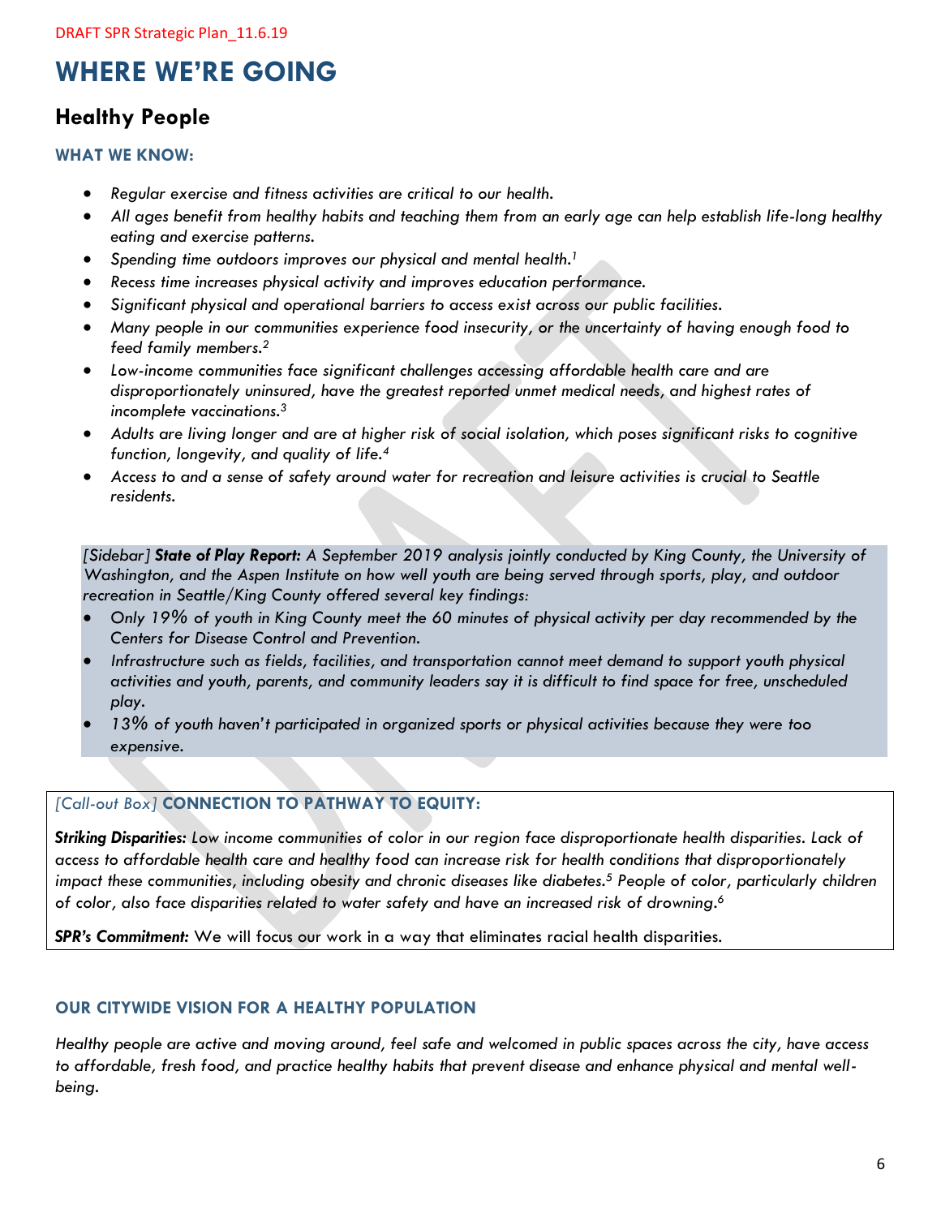DRAFT SPR Strategic Plan_11.6.19

# WHERE WE'RE GOING

## Healthy People

### WHAT WE KNOW:

- *Regular exercise and fitness activities are critical to our health.*
- *All ages benefit from healthy habits and teaching them from an early age can help establish life-long healthy eating and exercise patterns.*
- *Spending time outdoors improves our physical and mental health.[1]*
- *Recess time increases physical activity and improves education performance.*
- *Significant physical and operational barriers to access exist across our public facilities.*
- *Many people in our communities experience food insecurity, or the uncertainty of having enough food to feed family members.[2]*
- *Low-income communities face significant challenges accessing affordable health care and are disproportionately uninsured, have the greatest reported unmet medical needs, and highest rates of incomplete vaccinations.[3]*
- *Adults are living longer and are at higher risk of social isolation, which poses significant risks to cognitive function, longevity, and quality of life.[4]*
- *Access to and a sense of safety around water for recreation and leisure activities is crucial to Seattle residents.*

*[Sidebar]* ***State of Play Report:*** *A September 2019 analysis jointly conducted by King County, the University of Washington, and the Aspen Institute on how well youth are being served through sports, play, and outdoor recreation in Seattle/King County offered several key findings:*

- *Only 19% of youth in King County meet the 60 minutes of physical activity per day recommended by the Centers for Disease Control and Prevention.*
- *Infrastructure such as fields, facilities, and transportation cannot meet demand to support youth physical activities and youth, parents, and community leaders say it is difficult to find space for free, unscheduled play.*
- *13% of youth haven't participated in organized sports or physical activities because they were too expensive.*

*[Call-out Box]* **CONNECTION TO PATHWAY TO EQUITY:**

***Striking Disparities:*** *Low income communities of color in our region face disproportionate health disparities. Lack of access to affordable health care and healthy food can increase risk for health conditions that disproportionately impact these communities, including obesity and chronic diseases like diabetes.[5] People of color, particularly children of color, also face disparities related to water safety and have an increased risk of drowning.[6]*

***SPR's Commitment:*** We will focus our work in a way that eliminates racial health disparities.

### OUR CITYWIDE VISION FOR A HEALTHY POPULATION

*Healthy people are active and moving around, feel safe and welcomed in public spaces across the city, have access to affordable, fresh food, and practice healthy habits that prevent disease and enhance physical and mental well-being.*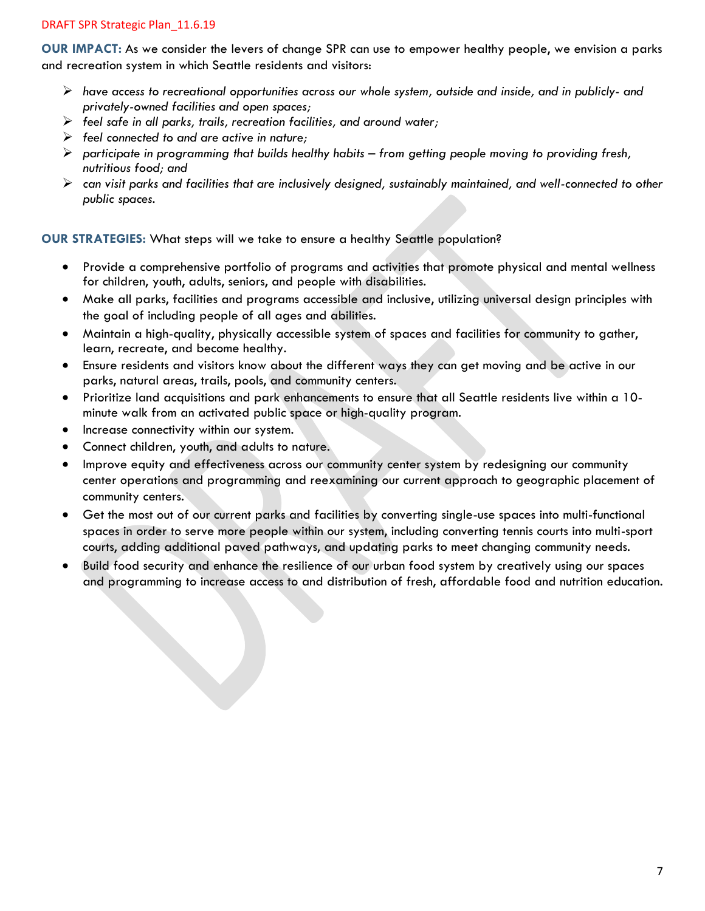**OUR IMPACT:** As we consider the levers of change SPR can use to empower healthy people, we envision a parks and recreation system in which Seattle residents and visitors:

- *have access to recreational opportunities across our whole system, outside and inside, and in publicly- and privately-owned facilities and open spaces;*
- *feel safe in all parks, trails, recreation facilities, and around water;*
- *feel connected to and are active in nature;*
- *participate in programming that builds healthy habits – from getting people moving to providing fresh, nutritious food; and*
- *can visit parks and facilities that are inclusively designed, sustainably maintained, and well-connected to other public spaces.*

**OUR STRATEGIES:** What steps will we take to ensure a healthy Seattle population?

- Provide a comprehensive portfolio of programs and activities that promote physical and mental wellness for children, youth, adults, seniors, and people with disabilities.
- Make all parks, facilities and programs accessible and inclusive, utilizing universal design principles with the goal of including people of all ages and abilities.
- Maintain a high-quality, physically accessible system of spaces and facilities for community to gather, learn, recreate, and become healthy.
- Ensure residents and visitors know about the different ways they can get moving and be active in our parks, natural areas, trails, pools, and community centers.
- Prioritize land acquisitions and park enhancements to ensure that all Seattle residents live within a 10-minute walk from an activated public space or high-quality program.
- Increase connectivity within our system.
- Connect children, youth, and adults to nature.
- Improve equity and effectiveness across our community center system by redesigning our community center operations and programming and reexamining our current approach to geographic placement of community centers.
- Get the most out of our current parks and facilities by converting single-use spaces into multi-functional spaces in order to serve more people within our system, including converting tennis courts into multi-sport courts, adding additional paved pathways, and updating parks to meet changing community needs.
- Build food security and enhance the resilience of our urban food system by creatively using our spaces and programming to increase access to and distribution of fresh, affordable food and nutrition education.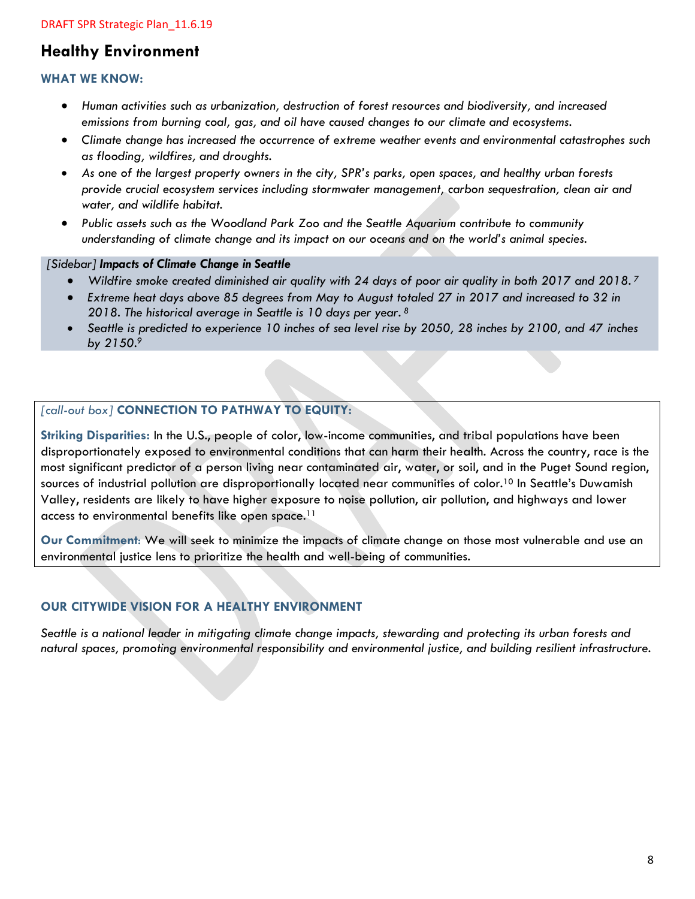## Healthy Environment

### WHAT WE KNOW:

- *Human activities such as urbanization, destruction of forest resources and biodiversity, and increased emissions from burning coal, gas, and oil have caused changes to our climate and ecosystems.*
- *Climate change has increased the occurrence of extreme weather events and environmental catastrophes such as flooding, wildfires, and droughts.*
- *As one of the largest property owners in the city, SPR's parks, open spaces, and healthy urban forests provide crucial ecosystem services including stormwater management, carbon sequestration, clean air and water, and wildlife habitat.*
- *Public assets such as the Woodland Park Zoo and the Seattle Aquarium contribute to community understanding of climate change and its impact on our oceans and on the world's animal species.*

*[Sidebar]* ***Impacts of Climate Change in Seattle***

- *Wildfire smoke created diminished air quality with 24 days of poor air quality in both 2017 and 2018.*[7]
- *Extreme heat days above 85 degrees from May to August totaled 27 in 2017 and increased to 32 in 2018. The historical average in Seattle is 10 days per year.*[8]
- *Seattle is predicted to experience 10 inches of sea level rise by 2050, 28 inches by 2100, and 47 inches by 2150.*[9]

*[call-out box]* **CONNECTION TO PATHWAY TO EQUITY:**

**Striking Disparities:** In the U.S., people of color, low-income communities, and tribal populations have been disproportionately exposed to environmental conditions that can harm their health. Across the country, race is the most significant predictor of a person living near contaminated air, water, or soil, and in the Puget Sound region, sources of industrial pollution are disproportionally located near communities of color.[10] In Seattle's Duwamish Valley, residents are likely to have higher exposure to noise pollution, air pollution, and highways and lower access to environmental benefits like open space.[11]

**Our Commitment:** We will seek to minimize the impacts of climate change on those most vulnerable and use an environmental justice lens to prioritize the health and well-being of communities.

### OUR CITYWIDE VISION FOR A HEALTHY ENVIRONMENT

*Seattle is a national leader in mitigating climate change impacts, stewarding and protecting its urban forests and natural spaces, promoting environmental responsibility and environmental justice, and building resilient infrastructure.*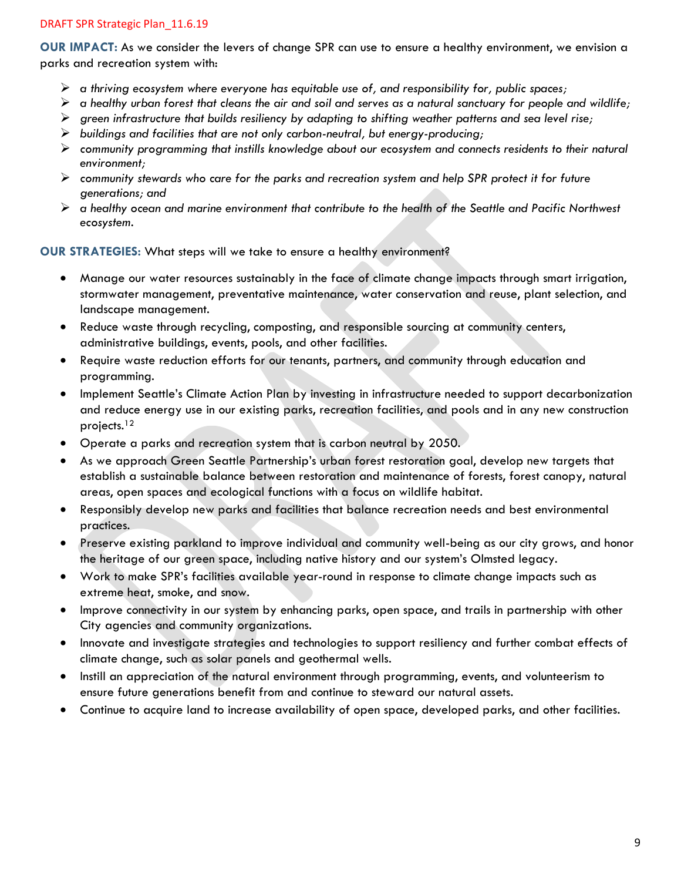**OUR IMPACT:** As we consider the levers of change SPR can use to ensure a healthy environment, we envision a parks and recreation system with:

- *a thriving ecosystem where everyone has equitable use of, and responsibility for, public spaces;*
- *a healthy urban forest that cleans the air and soil and serves as a natural sanctuary for people and wildlife;*
- *green infrastructure that builds resiliency by adapting to shifting weather patterns and sea level rise;*
- *buildings and facilities that are not only carbon-neutral, but energy-producing;*
- *community programming that instills knowledge about our ecosystem and connects residents to their natural environment;*
- *community stewards who care for the parks and recreation system and help SPR protect it for future generations; and*
- *a healthy ocean and marine environment that contribute to the health of the Seattle and Pacific Northwest ecosystem.*

**OUR STRATEGIES:** What steps will we take to ensure a healthy environment?

- Manage our water resources sustainably in the face of climate change impacts through smart irrigation, stormwater management, preventative maintenance, water conservation and reuse, plant selection, and landscape management.
- Reduce waste through recycling, composting, and responsible sourcing at community centers, administrative buildings, events, pools, and other facilities.
- Require waste reduction efforts for our tenants, partners, and community through education and programming.
- Implement Seattle's Climate Action Plan by investing in infrastructure needed to support decarbonization and reduce energy use in our existing parks, recreation facilities, and pools and in any new construction projects.[12]
- Operate a parks and recreation system that is carbon neutral by 2050.
- As we approach Green Seattle Partnership's urban forest restoration goal, develop new targets that establish a sustainable balance between restoration and maintenance of forests, forest canopy, natural areas, open spaces and ecological functions with a focus on wildlife habitat.
- Responsibly develop new parks and facilities that balance recreation needs and best environmental practices.
- Preserve existing parkland to improve individual and community well-being as our city grows, and honor the heritage of our green space, including native history and our system's Olmsted legacy.
- Work to make SPR's facilities available year-round in response to climate change impacts such as extreme heat, smoke, and snow.
- Improve connectivity in our system by enhancing parks, open space, and trails in partnership with other City agencies and community organizations.
- Innovate and investigate strategies and technologies to support resiliency and further combat effects of climate change, such as solar panels and geothermal wells.
- Instill an appreciation of the natural environment through programming, events, and volunteerism to ensure future generations benefit from and continue to steward our natural assets.
- Continue to acquire land to increase availability of open space, developed parks, and other facilities.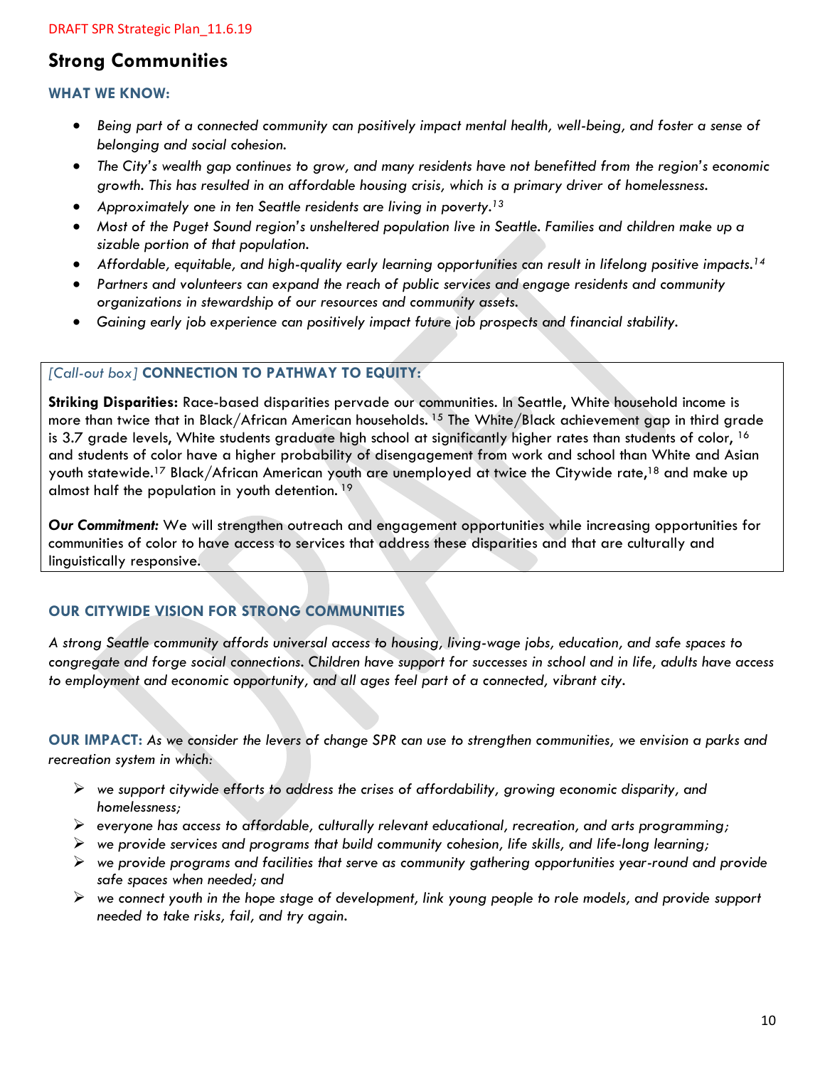## Strong Communities

### WHAT WE KNOW:

- *Being part of a connected community can positively impact mental health, well-being, and foster a sense of belonging and social cohesion.*
- *The City's wealth gap continues to grow, and many residents have not benefitted from the region's economic growth. This has resulted in an affordable housing crisis, which is a primary driver of homelessness.*
- *Approximately one in ten Seattle residents are living in poverty.*[13]
- *Most of the Puget Sound region's unsheltered population live in Seattle. Families and children make up a sizable portion of that population.*
- *Affordable, equitable, and high-quality early learning opportunities can result in lifelong positive impacts.*[14]
- *Partners and volunteers can expand the reach of public services and engage residents and community organizations in stewardship of our resources and community assets.*
- *Gaining early job experience can positively impact future job prospects and financial stability.*

*[Call-out box]* **CONNECTION TO PATHWAY TO EQUITY:**

**Striking Disparities:** Race-based disparities pervade our communities. In Seattle, White household income is more than twice that in Black/African American households.[15] The White/Black achievement gap in third grade is 3.7 grade levels, White students graduate high school at significantly higher rates than students of color,[16] and students of color have a higher probability of disengagement from work and school than White and Asian youth statewide.[17] Black/African American youth are unemployed at twice the Citywide rate,[18] and make up almost half the population in youth detention.[19]

***Our Commitment:*** We will strengthen outreach and engagement opportunities while increasing opportunities for communities of color to have access to services that address these disparities and that are culturally and linguistically responsive.

### OUR CITYWIDE VISION FOR STRONG COMMUNITIES

*A strong Seattle community affords universal access to housing, living-wage jobs, education, and safe spaces to congregate and forge social connections. Children have support for successes in school and in life, adults have access to employment and economic opportunity, and all ages feel part of a connected, vibrant city.*

**OUR IMPACT:** *As we consider the levers of change SPR can use to strengthen communities, we envision a parks and recreation system in which:*

- *we support citywide efforts to address the crises of affordability, growing economic disparity, and homelessness;*
- *everyone has access to affordable, culturally relevant educational, recreation, and arts programming;*
- *we provide services and programs that build community cohesion, life skills, and life-long learning;*
- *we provide programs and facilities that serve as community gathering opportunities year-round and provide safe spaces when needed; and*
- *we connect youth in the hope stage of development, link young people to role models, and provide support needed to take risks, fail, and try again.*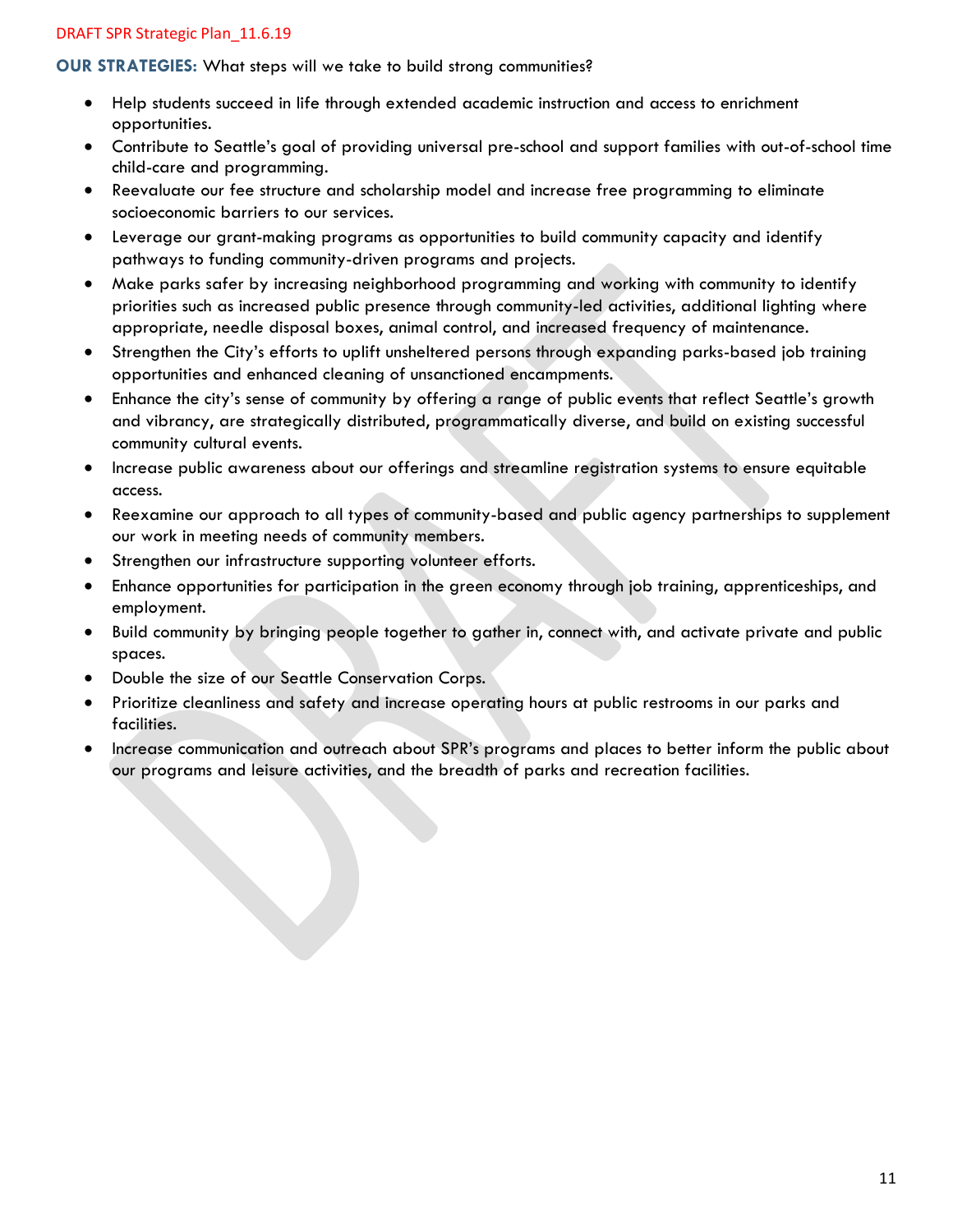**OUR STRATEGIES:** What steps will we take to build strong communities?

- Help students succeed in life through extended academic instruction and access to enrichment opportunities.
- Contribute to Seattle's goal of providing universal pre-school and support families with out-of-school time child-care and programming.
- Reevaluate our fee structure and scholarship model and increase free programming to eliminate socioeconomic barriers to our services.
- Leverage our grant-making programs as opportunities to build community capacity and identify pathways to funding community-driven programs and projects.
- Make parks safer by increasing neighborhood programming and working with community to identify priorities such as increased public presence through community-led activities, additional lighting where appropriate, needle disposal boxes, animal control, and increased frequency of maintenance.
- Strengthen the City's efforts to uplift unsheltered persons through expanding parks-based job training opportunities and enhanced cleaning of unsanctioned encampments.
- Enhance the city's sense of community by offering a range of public events that reflect Seattle's growth and vibrancy, are strategically distributed, programmatically diverse, and build on existing successful community cultural events.
- Increase public awareness about our offerings and streamline registration systems to ensure equitable access.
- Reexamine our approach to all types of community-based and public agency partnerships to supplement our work in meeting needs of community members.
- Strengthen our infrastructure supporting volunteer efforts.
- Enhance opportunities for participation in the green economy through job training, apprenticeships, and employment.
- Build community by bringing people together to gather in, connect with, and activate private and public spaces.
- Double the size of our Seattle Conservation Corps.
- Prioritize cleanliness and safety and increase operating hours at public restrooms in our parks and facilities.
- Increase communication and outreach about SPR's programs and places to better inform the public about our programs and leisure activities, and the breadth of parks and recreation facilities.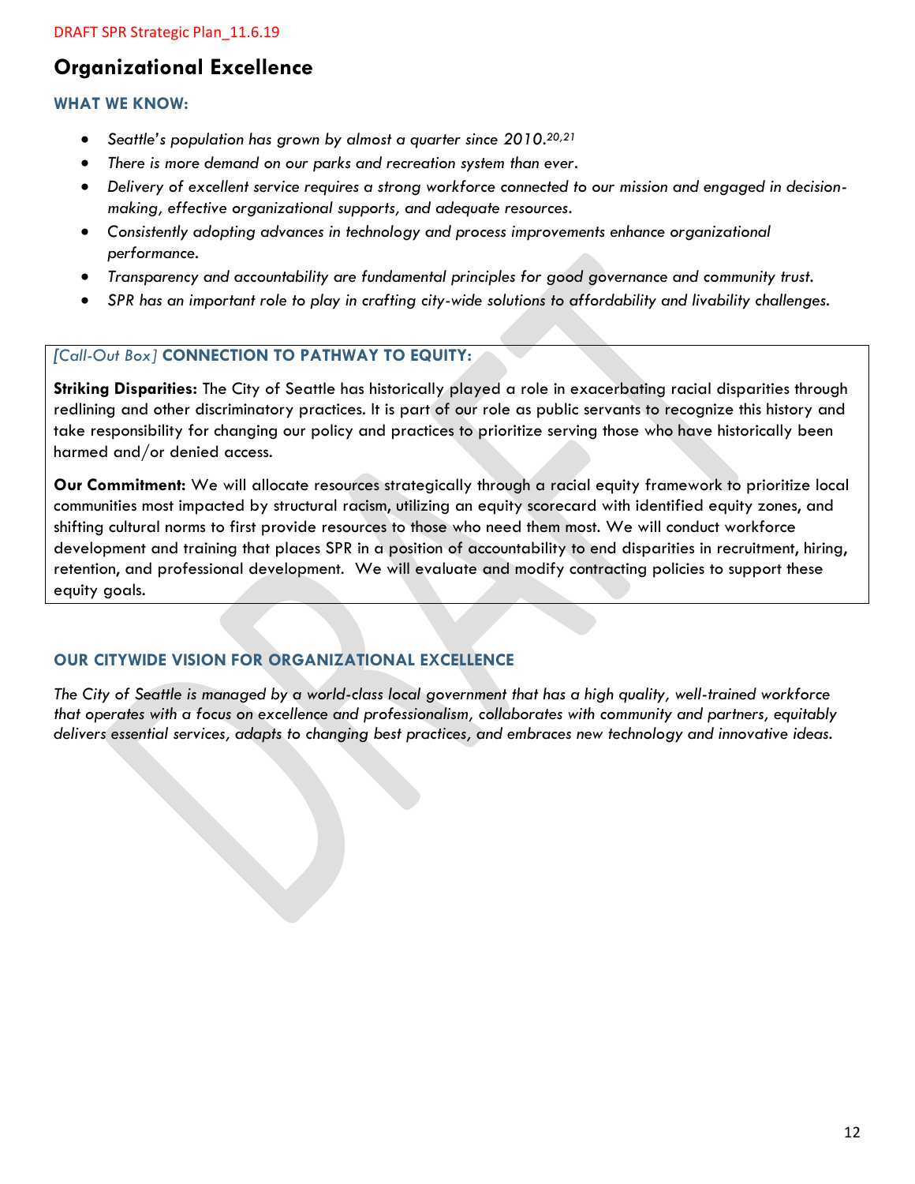# Organizational Excellence

### WHAT WE KNOW:

- *Seattle's population has grown by almost a quarter since 2010.*[20,21]
- *There is more demand on our parks and recreation system than ever.*
- *Delivery of excellent service requires a strong workforce connected to our mission and engaged in decision-making, effective organizational supports, and adequate resources.*
- *Consistently adopting advances in technology and process improvements enhance organizational performance.*
- *Transparency and accountability are fundamental principles for good governance and community trust.*
- *SPR has an important role to play in crafting city-wide solutions to affordability and livability challenges.*

*[Call-Out Box]* **CONNECTION TO PATHWAY TO EQUITY:**

**Striking Disparities:** The City of Seattle has historically played a role in exacerbating racial disparities through redlining and other discriminatory practices. It is part of our role as public servants to recognize this history and take responsibility for changing our policy and practices to prioritize serving those who have historically been harmed and/or denied access.

**Our Commitment:** We will allocate resources strategically through a racial equity framework to prioritize local communities most impacted by structural racism, utilizing an equity scorecard with identified equity zones, and shifting cultural norms to first provide resources to those who need them most. We will conduct workforce development and training that places SPR in a position of accountability to end disparities in recruitment, hiring, retention, and professional development. We will evaluate and modify contracting policies to support these equity goals.

### OUR CITYWIDE VISION FOR ORGANIZATIONAL EXCELLENCE

*The City of Seattle is managed by a world-class local government that has a high quality, well-trained workforce that operates with a focus on excellence and professionalism, collaborates with community and partners, equitably delivers essential services, adapts to changing best practices, and embraces new technology and innovative ideas.*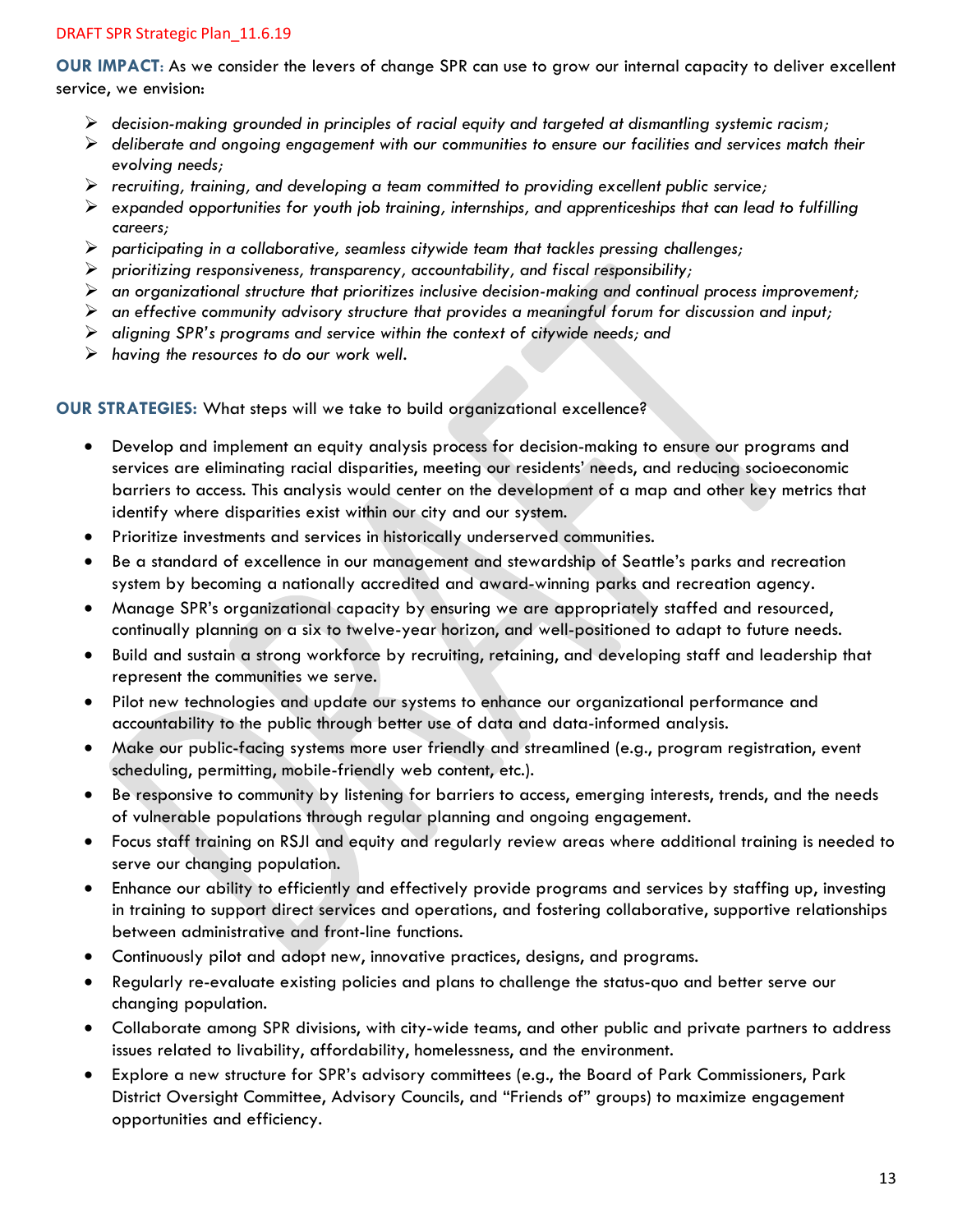**OUR IMPACT:** As we consider the levers of change SPR can use to grow our internal capacity to deliver excellent service, we envision:

- *decision-making grounded in principles of racial equity and targeted at dismantling systemic racism;*
- *deliberate and ongoing engagement with our communities to ensure our facilities and services match their evolving needs;*
- *recruiting, training, and developing a team committed to providing excellent public service;*
- *expanded opportunities for youth job training, internships, and apprenticeships that can lead to fulfilling careers;*
- *participating in a collaborative, seamless citywide team that tackles pressing challenges;*
- *prioritizing responsiveness, transparency, accountability, and fiscal responsibility;*
- *an organizational structure that prioritizes inclusive decision-making and continual process improvement;*
- *an effective community advisory structure that provides a meaningful forum for discussion and input;*
- *aligning SPR's programs and service within the context of citywide needs; and*
- *having the resources to do our work well.*

**OUR STRATEGIES:** What steps will we take to build organizational excellence?

- Develop and implement an equity analysis process for decision-making to ensure our programs and services are eliminating racial disparities, meeting our residents' needs, and reducing socioeconomic barriers to access. This analysis would center on the development of a map and other key metrics that identify where disparities exist within our city and our system.
- Prioritize investments and services in historically underserved communities.
- Be a standard of excellence in our management and stewardship of Seattle's parks and recreation system by becoming a nationally accredited and award-winning parks and recreation agency.
- Manage SPR's organizational capacity by ensuring we are appropriately staffed and resourced, continually planning on a six to twelve-year horizon, and well-positioned to adapt to future needs.
- Build and sustain a strong workforce by recruiting, retaining, and developing staff and leadership that represent the communities we serve.
- Pilot new technologies and update our systems to enhance our organizational performance and accountability to the public through better use of data and data-informed analysis.
- Make our public-facing systems more user friendly and streamlined (e.g., program registration, event scheduling, permitting, mobile-friendly web content, etc.).
- Be responsive to community by listening for barriers to access, emerging interests, trends, and the needs of vulnerable populations through regular planning and ongoing engagement.
- Focus staff training on RSJI and equity and regularly review areas where additional training is needed to serve our changing population.
- Enhance our ability to efficiently and effectively provide programs and services by staffing up, investing in training to support direct services and operations, and fostering collaborative, supportive relationships between administrative and front-line functions.
- Continuously pilot and adopt new, innovative practices, designs, and programs.
- Regularly re-evaluate existing policies and plans to challenge the status-quo and better serve our changing population.
- Collaborate among SPR divisions, with city-wide teams, and other public and private partners to address issues related to livability, affordability, homelessness, and the environment.
- Explore a new structure for SPR's advisory committees (e.g., the Board of Park Commissioners, Park District Oversight Committee, Advisory Councils, and "Friends of" groups) to maximize engagement opportunities and efficiency.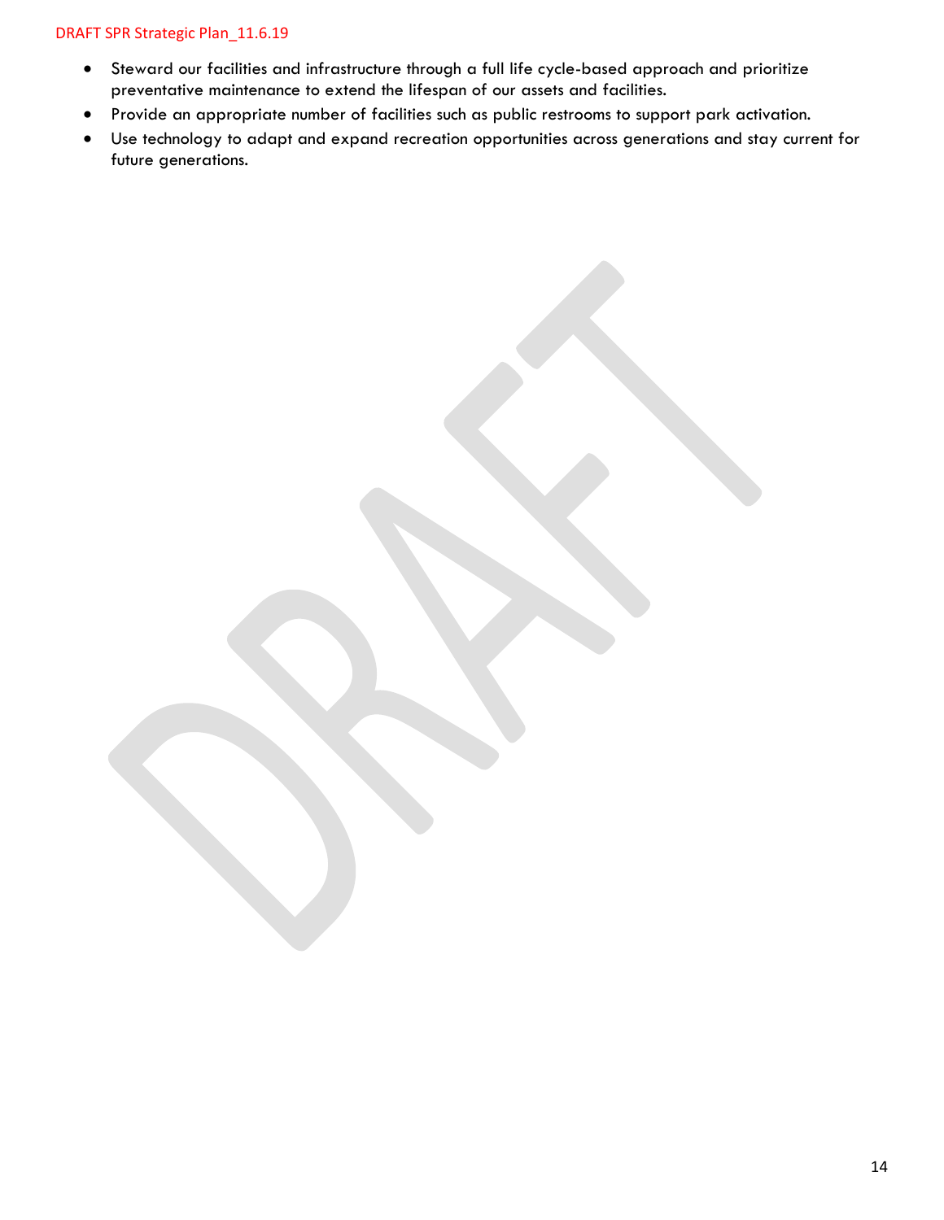- Steward our facilities and infrastructure through a full life cycle-based approach and prioritize preventative maintenance to extend the lifespan of our assets and facilities.
- Provide an appropriate number of facilities such as public restrooms to support park activation.
- Use technology to adapt and expand recreation opportunities across generations and stay current for future generations.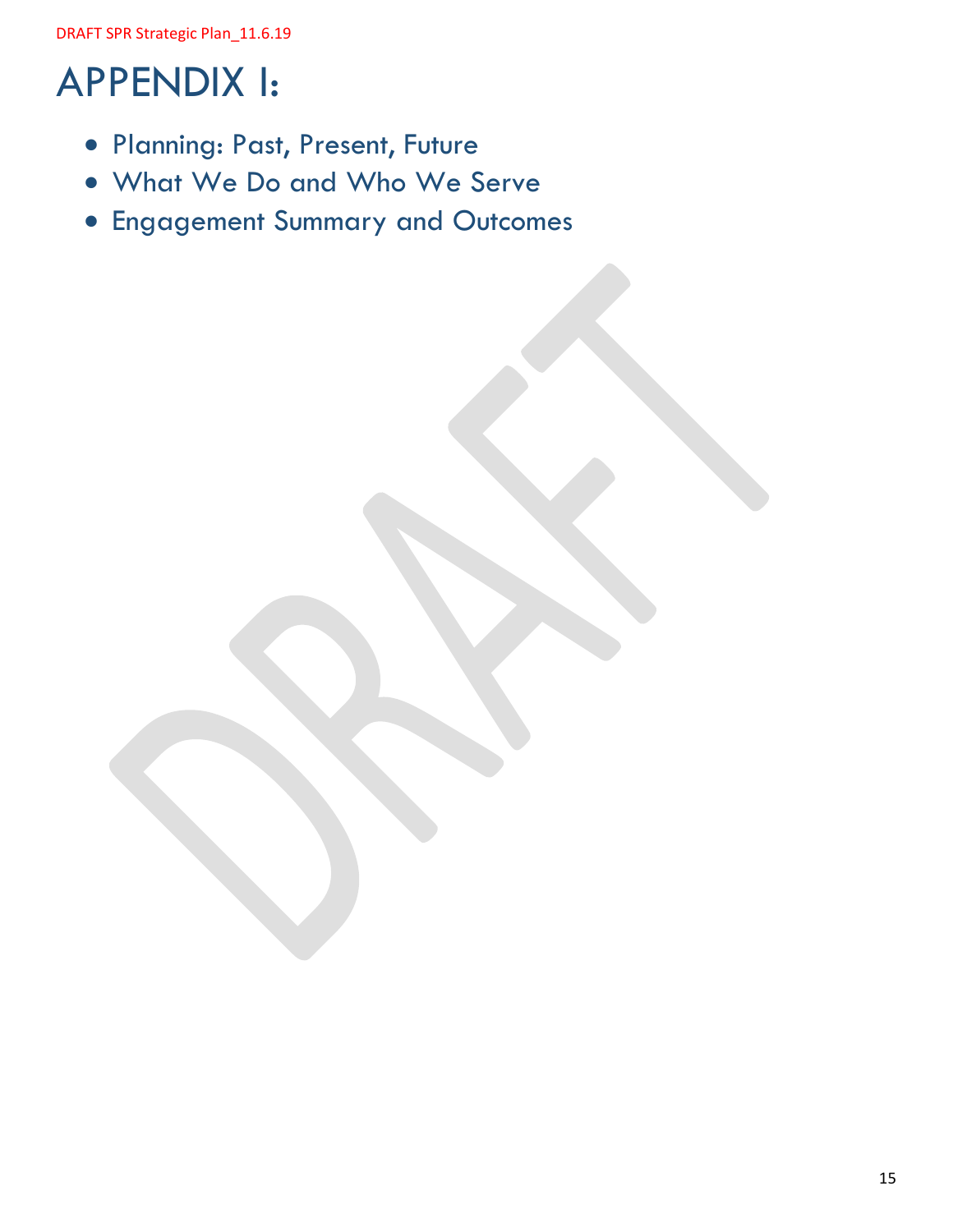# APPENDIX I:

- Planning: Past, Present, Future
- What We Do and Who We Serve
- Engagement Summary and Outcomes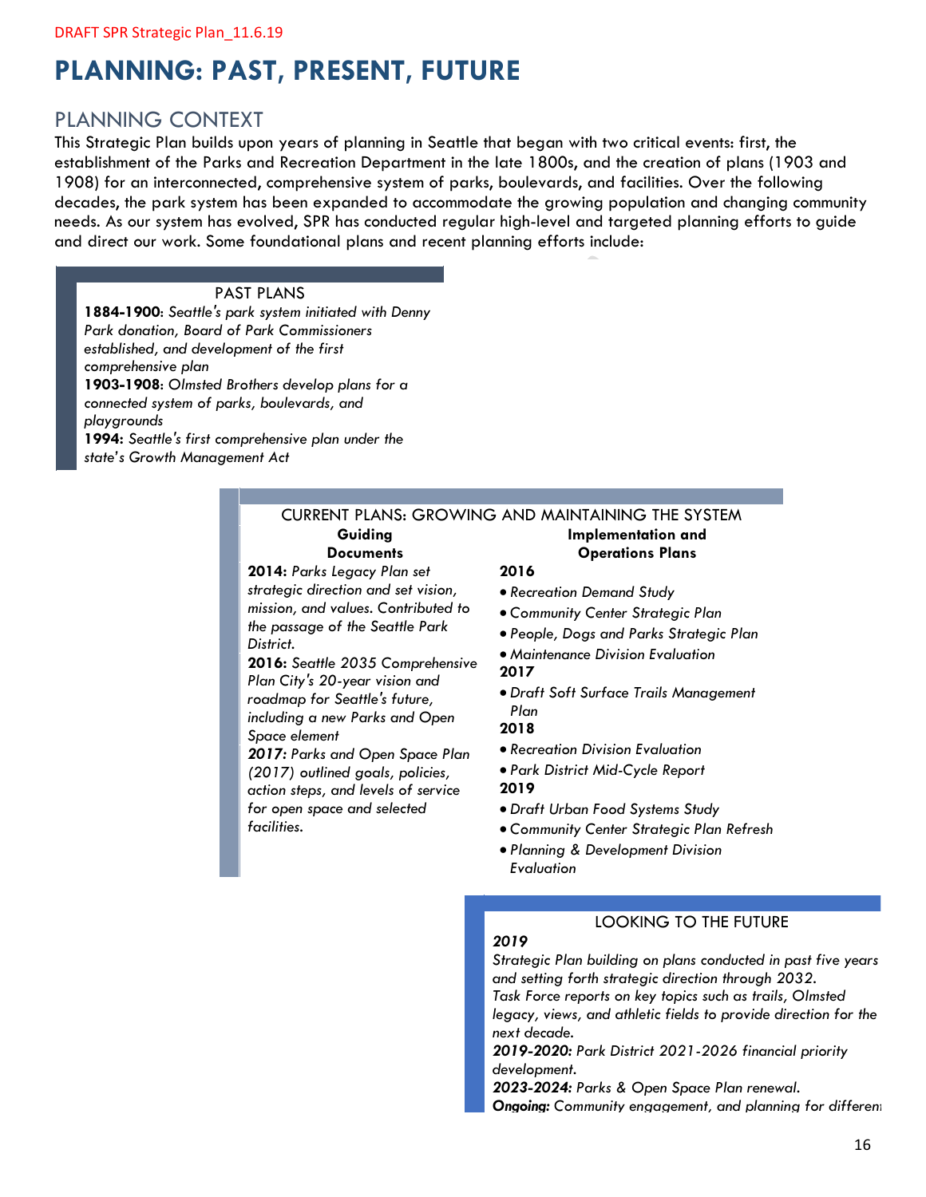DRAFT SPR Strategic Plan_11.6.19

# PLANNING: PAST, PRESENT, FUTURE

## PLANNING CONTEXT

This Strategic Plan builds upon years of planning in Seattle that began with two critical events: first, the establishment of the Parks and Recreation Department in the late 1800s, and the creation of plans (1903 and 1908) for an interconnected, comprehensive system of parks, boulevards, and facilities. Over the following decades, the park system has been expanded to accommodate the growing population and changing community needs. As our system has evolved, SPR has conducted regular high-level and targeted planning efforts to guide and direct our work. Some foundational plans and recent planning efforts include:

### PAST PLANS

**1884-1900**: *Seattle's park system initiated with Denny Park donation, Board of Park Commissioners established, and development of the first comprehensive plan*

**1903-1908**: *Olmsted Brothers develop plans for a connected system of parks, boulevards, and playgrounds*

**1994:** *Seattle's first comprehensive plan under the state's Growth Management Act*

### CURRENT PLANS: GROWING AND MAINTAINING THE SYSTEM

**Guiding Documents**

**2014:** *Parks Legacy Plan set strategic direction and set vision, mission, and values. Contributed to the passage of the Seattle Park District.*

**2016:** *Seattle 2035 Comprehensive Plan City's 20-year vision and roadmap for Seattle's future, including a new Parks and Open Space element*

***2017:*** *Parks and Open Space Plan (2017) outlined goals, policies, action steps, and levels of service for open space and selected facilities.*

**Implementation and Operations Plans**

**2016**

- *Recreation Demand Study*
- *Community Center Strategic Plan*
- *People, Dogs and Parks Strategic Plan*
- *Maintenance Division Evaluation*

**2017**

- *Draft Soft Surface Trails Management Plan*

**2018**

- *Recreation Division Evaluation*
- *Park District Mid-Cycle Report*

**2019**

- *Draft Urban Food Systems Study*
- *Community Center Strategic Plan Refresh*
- *Planning & Development Division Evaluation*

### LOOKING TO THE FUTURE

***2019***

*Strategic Plan building on plans conducted in past five years and setting forth strategic direction through 2032.*

*Task Force reports on key topics such as trails, Olmsted legacy, views, and athletic fields to provide direction for the next decade.*

***2019-2020:*** *Park District 2021-2026 financial priority development.*

***2023-2024:*** *Parks & Open Space Plan renewal.*

***Ongoing:*** *Community engagement, and planning for different*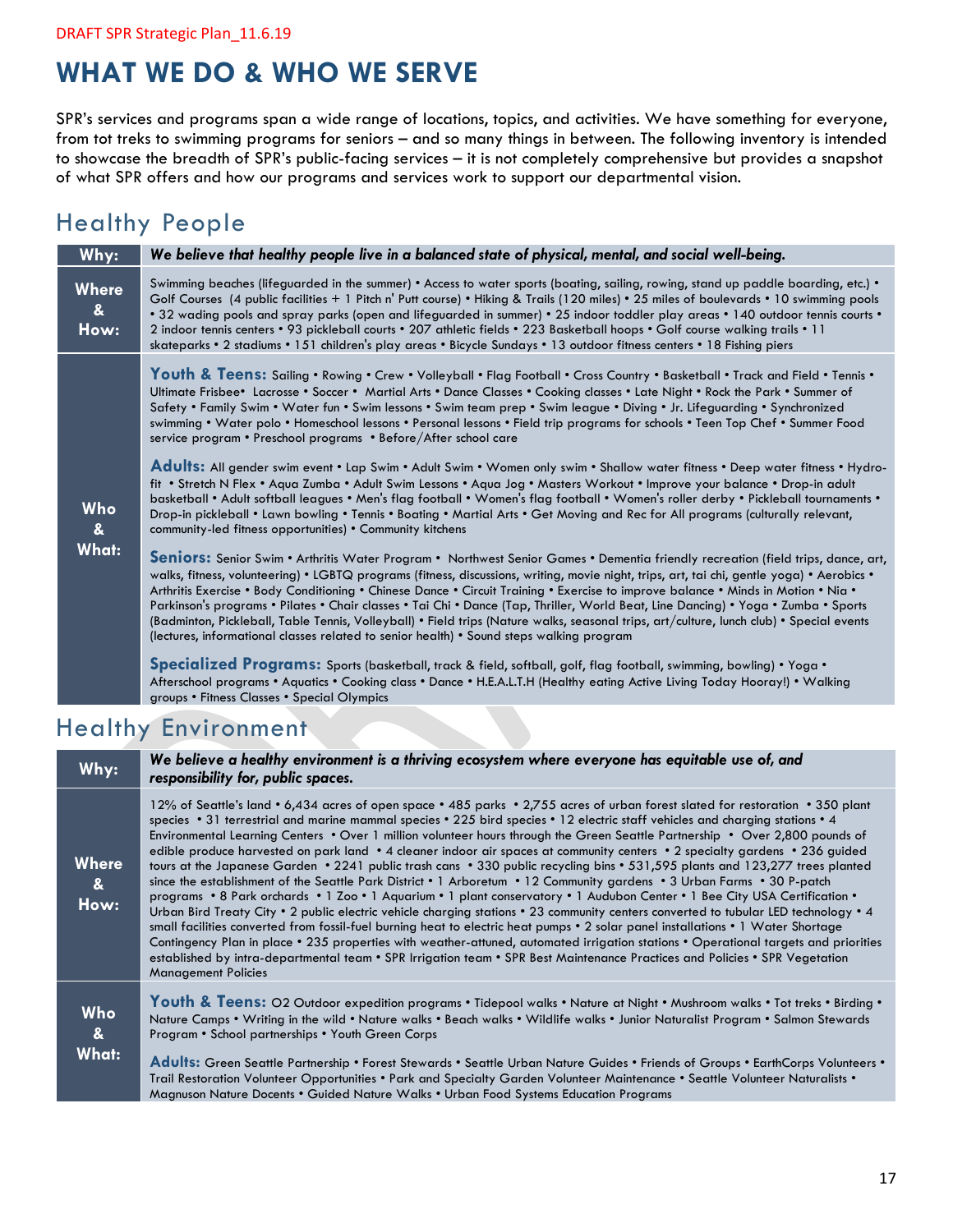DRAFT SPR Strategic Plan_11.6.19

# WHAT WE DO & WHO WE SERVE

SPR's services and programs span a wide range of locations, topics, and activities. We have something for everyone, from tot treks to swimming programs for seniors – and so many things in between. The following inventory is intended to showcase the breadth of SPR's public-facing services – it is not completely comprehensive but provides a snapshot of what SPR offers and how our programs and services work to support our departmental vision.

## Healthy People

| | |
|---|---|
| **Why:** | ***We believe that healthy people live in a balanced state of physical, mental, and social well-being.*** |
| **Where & How:** | Swimming beaches (lifeguarded in the summer) • Access to water sports (boating, sailing, rowing, stand up paddle boarding, etc.) • Golf Courses (4 public facilities + 1 Pitch n' Putt course) • Hiking & Trails (120 miles) • 25 miles of boulevards • 10 swimming pools • 32 wading pools and spray parks (open and lifeguarded in summer) • 25 indoor toddler play areas • 140 outdoor tennis courts • 2 indoor tennis centers • 93 pickleball courts • 207 athletic fields • 223 Basketball hoops • Golf course walking trails • 11 skateparks • 2 stadiums • 151 children's play areas • Bicycle Sundays • 13 outdoor fitness centers • 18 Fishing piers |
| **Who & What:** | **Youth & Teens:** Sailing • Rowing • Crew • Volleyball • Flag Football • Cross Country • Basketball • Track and Field • Tennis • Ultimate Frisbee• Lacrosse • Soccer • Martial Arts • Dance Classes • Cooking classes • Late Night • Rock the Park • Summer of Safety • Family Swim • Water fun • Swim lessons • Swim team prep • Swim league • Diving • Jr. Lifeguarding • Synchronized swimming • Water polo • Homeschool lessons • Personal lessons • Field trip programs for schools • Teen Top Chef • Summer Food service program • Preschool programs • Before/After school care<br><br>**Adults:** All gender swim event • Lap Swim • Adult Swim • Women only swim • Shallow water fitness • Deep water fitness • Hydro-fit • Stretch N Flex • Aqua Zumba • Adult Swim Lessons • Aqua Jog • Masters Workout • Improve your balance • Drop-in adult basketball • Adult softball leagues • Men's flag football • Women's flag football • Women's roller derby • Pickleball tournaments • Drop-in pickleball • Lawn bowling • Tennis • Boating • Martial Arts • Get Moving and Rec for All programs (culturally relevant, community-led fitness opportunities) • Community kitchens<br><br>**Seniors:** Senior Swim • Arthritis Water Program • Northwest Senior Games • Dementia friendly recreation (field trips, dance, art, walks, fitness, volunteering) • LGBTQ programs (fitness, discussions, writing, movie night, trips, art, tai chi, gentle yoga) • Aerobics • Arthritis Exercise • Body Conditioning • Chinese Dance • Circuit Training • Exercise to improve balance • Minds in Motion • Nia • Parkinson's programs • Pilates • Chair classes • Tai Chi • Dance (Tap, Thriller, World Beat, Line Dancing) • Yoga • Zumba • Sports (Badminton, Pickleball, Table Tennis, Volleyball) • Field trips (Nature walks, seasonal trips, art/culture, lunch club) • Special events (lectures, informational classes related to senior health) • Sound steps walking program<br><br>**Specialized Programs:** Sports (basketball, track & field, softball, golf, flag football, swimming, bowling) • Yoga • Afterschool programs • Aquatics • Cooking class • Dance • H.E.A.L.T.H (Healthy eating Active Living Today Hooray!) • Walking groups • Fitness Classes • Special Olympics |

## Healthy Environment

| | |
|---|---|
| **Why:** | ***We believe a healthy environment is a thriving ecosystem where everyone has equitable use of, and responsibility for, public spaces.*** |
| **Where & How:** | 12% of Seattle's land • 6,434 acres of open space • 485 parks • 2,755 acres of urban forest slated for restoration • 350 plant species • 31 terrestrial and marine mammal species • 225 bird species • 12 electric staff vehicles and charging stations • 4 Environmental Learning Centers • Over 1 million volunteer hours through the Green Seattle Partnership • Over 2,800 pounds of edible produce harvested on park land • 4 cleaner indoor air spaces at community centers • 2 specialty gardens • 236 guided tours at the Japanese Garden • 2241 public trash cans • 330 public recycling bins • 531,595 plants and 123,277 trees planted since the establishment of the Seattle Park District • 1 Arboretum • 12 Community gardens • 3 Urban Farms • 30 P-patch programs • 8 Park orchards • 1 Zoo • 1 Aquarium • 1 plant conservatory • 1 Audubon Center • 1 Bee City USA Certification • Urban Bird Treaty City • 2 public electric vehicle charging stations • 23 community centers converted to tubular LED technology • 4 small facilities converted from fossil-fuel burning heat to electric heat pumps • 2 solar panel installations • 1 Water Shortage Contingency Plan in place • 235 properties with weather-attuned, automated irrigation stations • Operational targets and priorities established by intra-departmental team • SPR Irrigation team • SPR Best Maintenance Practices and Policies • SPR Vegetation Management Policies |
| **Who & What:** | **Youth & Teens:** O2 Outdoor expedition programs • Tidepool walks • Nature at Night • Mushroom walks • Tot treks • Birding • Nature Camps • Writing in the wild • Nature walks • Beach walks • Wildlife walks • Junior Naturalist Program • Salmon Stewards Program • School partnerships • Youth Green Corps<br><br>**Adults:** Green Seattle Partnership • Forest Stewards • Seattle Urban Nature Guides • Friends of Groups • EarthCorps Volunteers • Trail Restoration Volunteer Opportunities • Park and Specialty Garden Volunteer Maintenance • Seattle Volunteer Naturalists • Magnuson Nature Docents • Guided Nature Walks • Urban Food Systems Education Programs |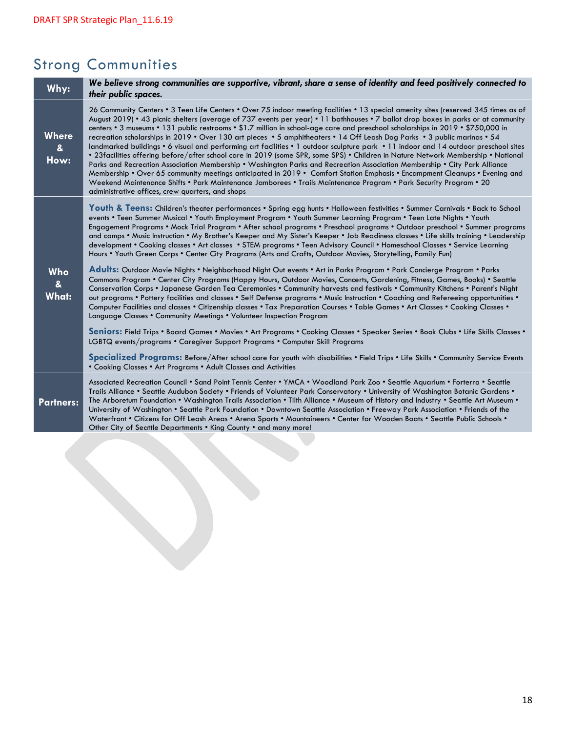DRAFT SPR Strategic Plan_11.6.19

## Strong Communities

| | |
|---|---|
| **Why:** | ***We believe strong communities are supportive, vibrant, share a sense of identity and feed positively connected to their public spaces.*** |
| **Where & How:** | 26 Community Centers • 3 Teen Life Centers • Over 75 indoor meeting facilities • 13 special amenity sites (reserved 345 times as of August 2019) • 43 picnic shelters (average of 737 events per year) • 11 bathhouses • 7 ballot drop boxes in parks or at community centers • 3 museums • 131 public restrooms • $1.7 million in school-age care and preschool scholarships in 2019 • $750,000 in recreation scholarships in 2019 • Over 130 art pieces • 5 amphitheaters • 14 Off Leash Dog Parks • 3 public marinas • 54 landmarked buildings • 6 visual and performing art facilities • 1 outdoor sculpture park • 11 indoor and 14 outdoor preschool sites • 23facilities offering before/after school care in 2019 (some SPR, some SPS) • Children in Nature Network Membership • National Parks and Recreation Association Membership • Washington Parks and Recreation Association Membership • City Park Alliance Membership • Over 65 community meetings anticipated in 2019 • Comfort Station Emphasis • Encampment Cleanups • Evening and Weekend Maintenance Shifts • Park Maintenance Jamborees • Trails Maintenance Program • Park Security Program • 20 administrative offices, crew quarters, and shops |
| **Who & What:** | **Youth & Teens:** Children's theater performances • Spring egg hunts • Halloween festivities • Summer Carnivals • Back to School events • Teen Summer Musical • Youth Employment Program • Youth Summer Learning Program • Teen Late Nights • Youth Engagement Programs • Mock Trial Program • After school programs • Preschool programs • Outdoor preschool • Summer programs and camps • Music Instruction • My Brother's Keeper and My Sister's Keeper • Job Readiness classes • Life skills training • Leadership development • Cooking classes • Art classes • STEM programs • Teen Advisory Council • Homeschool Classes • Service Learning Hours • Youth Green Corps • Center City Programs (Arts and Crafts, Outdoor Movies, Storytelling, Family Fun)<br><br>**Adults:** Outdoor Movie Nights • Neighborhood Night Out events • Art in Parks Program • Park Concierge Program • Parks Commons Program • Center City Programs (Happy Hours, Outdoor Movies, Concerts, Gardening, Fitness, Games, Books) • Seattle Conservation Corps • Japanese Garden Tea Ceremonies • Community harvests and festivals • Community Kitchens • Parent's Night out programs • Pottery facilities and classes • Self Defense programs • Music Instruction • Coaching and Refereeing opportunities • Computer Facilities and classes • Citizenship classes • Tax Preparation Courses • Table Games • Art Classes • Cooking Classes • Language Classes • Community Meetings • Volunteer Inspection Program<br><br>**Seniors:** Field Trips • Board Games • Movies • Art Programs • Cooking Classes • Speaker Series • Book Clubs • Life Skills Classes • LGBTQ events/programs • Caregiver Support Programs • Computer Skill Programs<br><br>**Specialized Programs:** Before/After school care for youth with disabilities • Field Trips • Life Skills • Community Service Events • Cooking Classes • Art Programs • Adult Classes and Activities |
| **Partners:** | Associated Recreation Council • Sand Point Tennis Center • YMCA • Woodland Park Zoo • Seattle Aquarium • Forterra • Seattle Trails Alliance • Seattle Audubon Society • Friends of Volunteer Park Conservatory • University of Washington Botanic Gardens • The Arboretum Foundation • Washington Trails Association • Tilth Alliance • Museum of History and Industry • Seattle Art Museum • University of Washington • Seattle Park Foundation • Downtown Seattle Association • Freeway Park Association • Friends of the Waterfront • Citizens for Off Leash Areas • Arena Sports • Mountaineers • Center for Wooden Boats • Seattle Public Schools • Other City of Seattle Departments • King County • and many more! |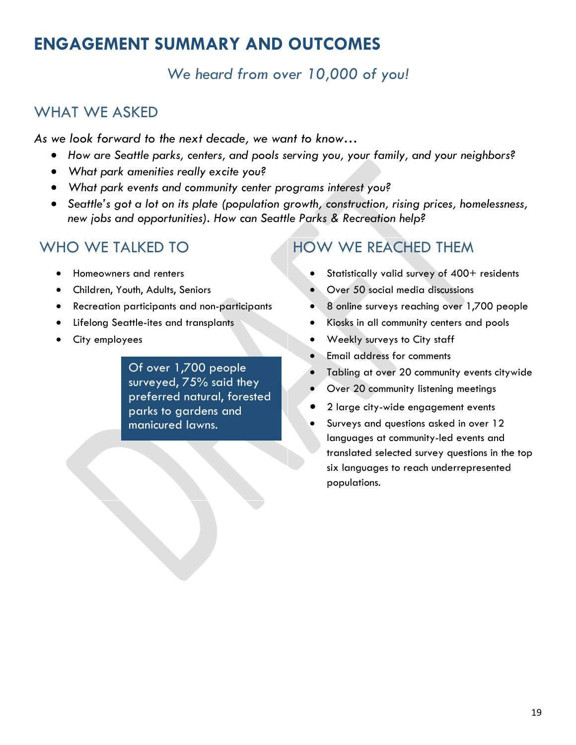# ENGAGEMENT SUMMARY AND OUTCOMES

*We heard from over 10,000 of you!*

## WHAT WE ASKED

*As we look forward to the next decade, we want to know…*

- *How are Seattle parks, centers, and pools serving you, your family, and your neighbors?*
- *What park amenities really excite you?*
- *What park events and community center programs interest you?*
- *Seattle's got a lot on its plate (population growth, construction, rising prices, homelessness, new jobs and opportunities). How can Seattle Parks & Recreation help?*

## WHO WE TALKED TO

- Homeowners and renters
- Children, Youth, Adults, Seniors
- Recreation participants and non-participants
- Lifelong Seattle-ites and transplants
- City employees

Of over 1,700 people surveyed, 75% said they preferred natural, forested parks to gardens and manicured lawns.

## HOW WE REACHED THEM

- Statistically valid survey of 400+ residents
- Over 50 social media discussions
- 8 online surveys reaching over 1,700 people
- Kiosks in all community centers and pools
- Weekly surveys to City staff
- Email address for comments
- Tabling at over 20 community events citywide
- Over 20 community listening meetings
- 2 large city-wide engagement events
- Surveys and questions asked in over 12 languages at community-led events and translated selected survey questions in the top six languages to reach underrepresented populations.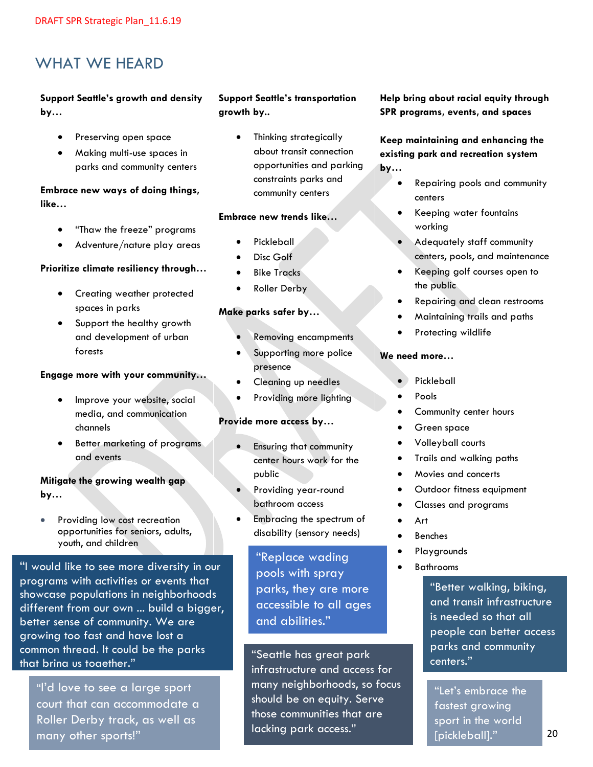# WHAT WE HEARD

**Support Seattle's growth and density by…**

- Preserving open space
- Making multi-use spaces in parks and community centers

**Embrace new ways of doing things, like…**

- "Thaw the freeze" programs
- Adventure/nature play areas

**Prioritize climate resiliency through…**

- Creating weather protected spaces in parks
- Support the healthy growth and development of urban forests

**Engage more with your community…**

- Improve your website, social media, and communication channels
- Better marketing of programs and events

**Mitigate the growing wealth gap by…**

- Providing low cost recreation opportunities for seniors, adults, youth, and children

"I would like to see more diversity in our programs with activities or events that showcase populations in neighborhoods different from our own ... build a bigger, better sense of community. We are growing too fast and have lost a common thread. It could be the parks that bring us together."

"I'd love to see a large sport court that can accommodate a Roller Derby track, as well as many other sports!"

**Support Seattle's transportation growth by..**

- Thinking strategically about transit connection opportunities and parking constraints parks and community centers

**Embrace new trends like…**

- Pickleball
- Disc Golf
- Bike Tracks
- Roller Derby

**Make parks safer by…**

- Removing encampments
- Supporting more police presence
- Cleaning up needles
- Providing more lighting

**Provide more access by…**

- Ensuring that community center hours work for the public
- Providing year-round bathroom access
- Embracing the spectrum of disability (sensory needs)

"Replace wading pools with spray parks, they are more accessible to all ages and abilities."

"Seattle has great park infrastructure and access for many neighborhoods, so focus should be on equity. Serve those communities that are lacking park access."

**Help bring about racial equity through SPR programs, events, and spaces**

**Keep maintaining and enhancing the existing park and recreation system by…**

- Repairing pools and community centers
- Keeping water fountains working
- Adequately staff community centers, pools, and maintenance
- Keeping golf courses open to the public
- Repairing and clean restrooms
- Maintaining trails and paths
- Protecting wildlife

**We need more…**

- Pickleball
- Pools
- Community center hours
- Green space
- Volleyball courts
- Trails and walking paths
- Movies and concerts
- Outdoor fitness equipment
- Classes and programs
- Art
- Benches
- Playgrounds
- Bathrooms

"Better walking, biking, and transit infrastructure is needed so that all people can better access parks and community centers."

"Let's embrace the fastest growing sport in the world [pickleball]."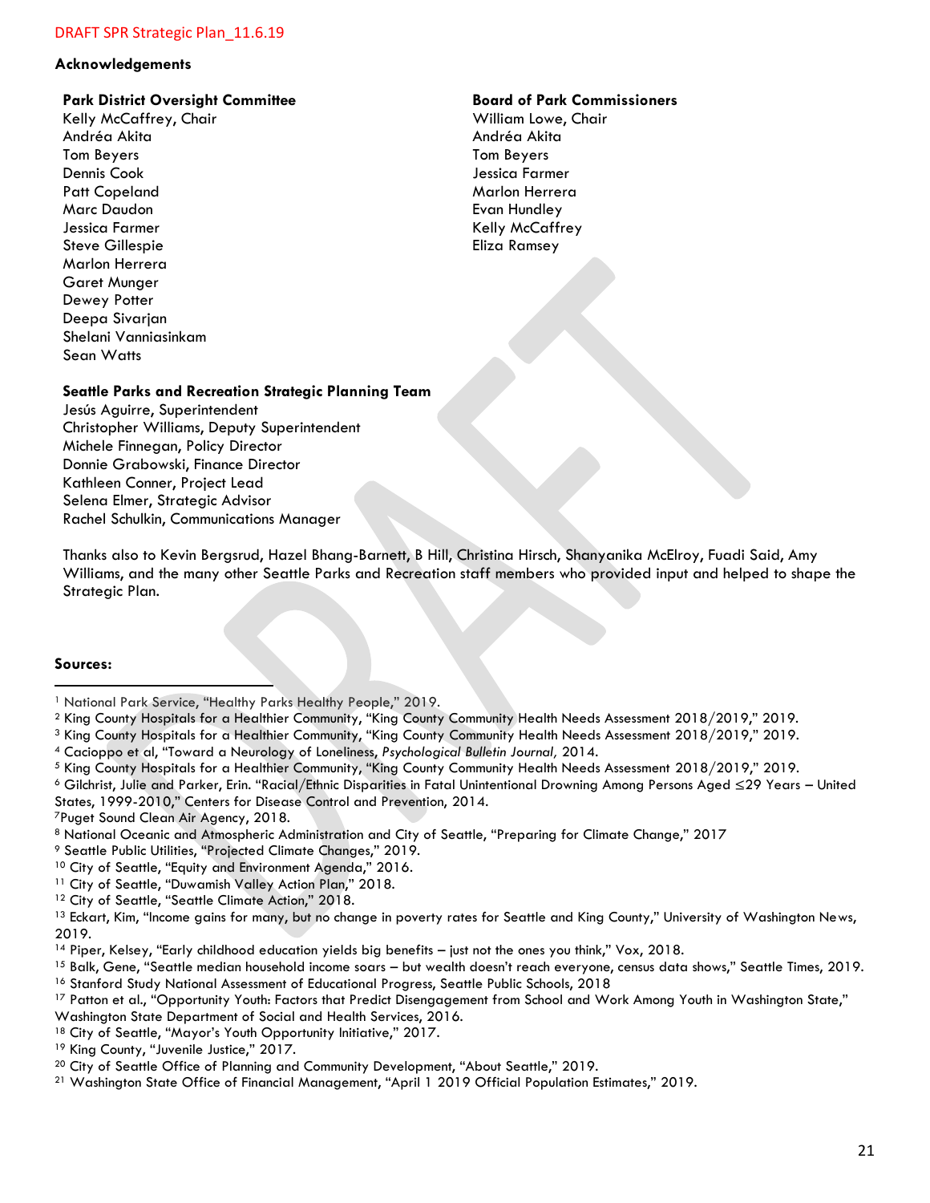## Acknowledgements

**Park District Oversight Committee**
Kelly McCaffrey, Chair
Andréa Akita
Tom Beyers
Dennis Cook
Patt Copeland
Marc Daudon
Jessica Farmer
Steve Gillespie
Marlon Herrera
Garet Munger
Dewey Potter
Deepa Sivarjan
Shelani Vanniasinkam
Sean Watts

**Board of Park Commissioners**
William Lowe, Chair
Andréa Akita
Tom Beyers
Jessica Farmer
Marlon Herrera
Evan Hundley
Kelly McCaffrey
Eliza Ramsey

**Seattle Parks and Recreation Strategic Planning Team**
Jesús Aguirre, Superintendent
Christopher Williams, Deputy Superintendent
Michele Finnegan, Policy Director
Donnie Grabowski, Finance Director
Kathleen Conner, Project Lead
Selena Elmer, Strategic Advisor
Rachel Schulkin, Communications Manager

Thanks also to Kevin Bergsrud, Hazel Bhang-Barnett, B Hill, Christina Hirsch, Shanyanika McElroy, Fuadi Said, Amy Williams, and the many other Seattle Parks and Recreation staff members who provided input and helped to shape the Strategic Plan.

**Sources:**

[1] National Park Service, "Healthy Parks Healthy People," 2019.
[2] King County Hospitals for a Healthier Community, "King County Community Health Needs Assessment 2018/2019," 2019.
[3] King County Hospitals for a Healthier Community, "King County Community Health Needs Assessment 2018/2019," 2019.
[4] Cacioppo et al, "Toward a Neurology of Loneliness, *Psychological Bulletin Journal,* 2014.
[5] King County Hospitals for a Healthier Community, "King County Community Health Needs Assessment 2018/2019," 2019.
[6] Gilchrist, Julie and Parker, Erin. "Racial/Ethnic Disparities in Fatal Unintentional Drowning Among Persons Aged ≤29 Years – United States, 1999-2010," Centers for Disease Control and Prevention, 2014.
[7] Puget Sound Clean Air Agency, 2018.
[8] National Oceanic and Atmospheric Administration and City of Seattle, "Preparing for Climate Change," 2017
[9] Seattle Public Utilities, "Projected Climate Changes," 2019.
[10] City of Seattle, "Equity and Environment Agenda," 2016.
[11] City of Seattle, "Duwamish Valley Action Plan," 2018.
[12] City of Seattle, "Seattle Climate Action," 2018.
[13] Eckart, Kim, "Income gains for many, but no change in poverty rates for Seattle and King County," University of Washington News, 2019.
[14] Piper, Kelsey, "Early childhood education yields big benefits – just not the ones you think," Vox, 2018.
[15] Balk, Gene, "Seattle median household income soars – but wealth doesn't reach everyone, census data shows," Seattle Times, 2019.
[16] Stanford Study National Assessment of Educational Progress, Seattle Public Schools, 2018
[17] Patton et al., "Opportunity Youth: Factors that Predict Disengagement from School and Work Among Youth in Washington State," Washington State Department of Social and Health Services, 2016.
[18] City of Seattle, "Mayor's Youth Opportunity Initiative," 2017.
[19] King County, "Juvenile Justice," 2017.
[20] City of Seattle Office of Planning and Community Development, "About Seattle," 2019.
[21] Washington State Office of Financial Management, "April 1 2019 Official Population Estimates," 2019.